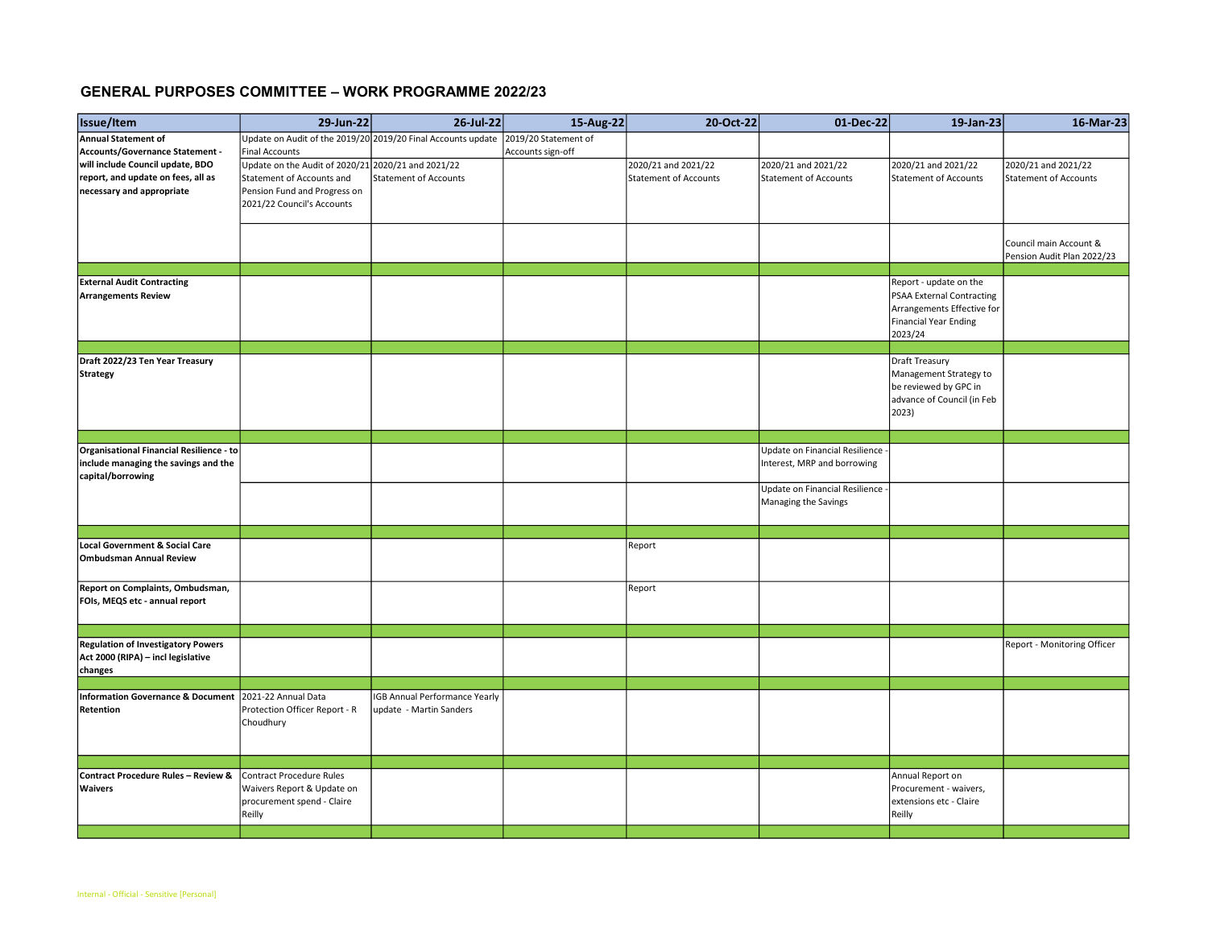# GENERAL PURPOSES COMMITTEE – WORK PROGRAMME 2022/23

| Issue/Item | 29-Jun-22 | 26-Jul-22 | 15-Aug-22 | 20-Oct-22 | 01-Dec-22 | 19-Jan-23 | 16-Mar-23 |
|---|---|---|---|---|---|---|---|
| **Annual Statement of Accounts/Governance Statement - will include Council update, BDO report, and update on fees, all as necessary and appropriate** | Update on Audit of the 2019/20 Final Accounts | 2019/20 Final Accounts update | 2019/20 Statement of Accounts sign-off | | | | |
| | Update on the Audit of 2020/21 Statement of Accounts and Pension Fund and Progress on 2021/22 Council's Accounts | 2020/21 and 2021/22 Statement of Accounts | | 2020/21 and 2021/22 Statement of Accounts | 2020/21 and 2021/22 Statement of Accounts | 2020/21 and 2021/22 Statement of Accounts | 2020/21 and 2021/22 Statement of Accounts |
| | | | | | | | Council main Account & Pension Audit Plan 2022/23 |
| | | | | | | | |
| **External Audit Contracting Arrangements Review** | | | | | | Report - update on the PSAA External Contracting Arrangements Effective for Financial Year Ending 2023/24 | |
| | | | | | | | |
| **Draft 2022/23 Ten Year Treasury Strategy** | | | | | | Draft Treasury Management Strategy to be reviewed by GPC in advance of Council (in Feb 2023) | |
| | | | | | | | |
| **Organisational Financial Resilience - to include managing the savings and the capital/borrowing** | | | | | Update on Financial Resilience - Interest, MRP and borrowing | | |
| | | | | | Update on Financial Resilience - Managing the Savings | | |
| | | | | | | | |
| **Local Government & Social Care Ombudsman Annual Review** | | | | Report | | | |
| **Report on Complaints, Ombudsman, FOIs, MEQS etc - annual report** | | | | Report | | | |
| | | | | | | | |
| **Regulation of Investigatory Powers Act 2000 (RIPA) – incl legislative changes** | | | | | | | Report - Monitoring Officer |
| | | | | | | | |
| **Information Governance & Document Retention** | 2021-22 Annual Data Protection Officer Report - R Choudhury | IGB Annual Performance Yearly update - Martin Sanders | | | | | |
| | | | | | | | |
| **Contract Procedure Rules – Review & Waivers** | Contract Procedure Rules Waivers Report & Update on procurement spend - Claire Reilly | | | | | Annual Report on Procurement - waivers, extensions etc - Claire Reilly | |
| | | | | | | | |

Internal - Official - Sensitive [Personal]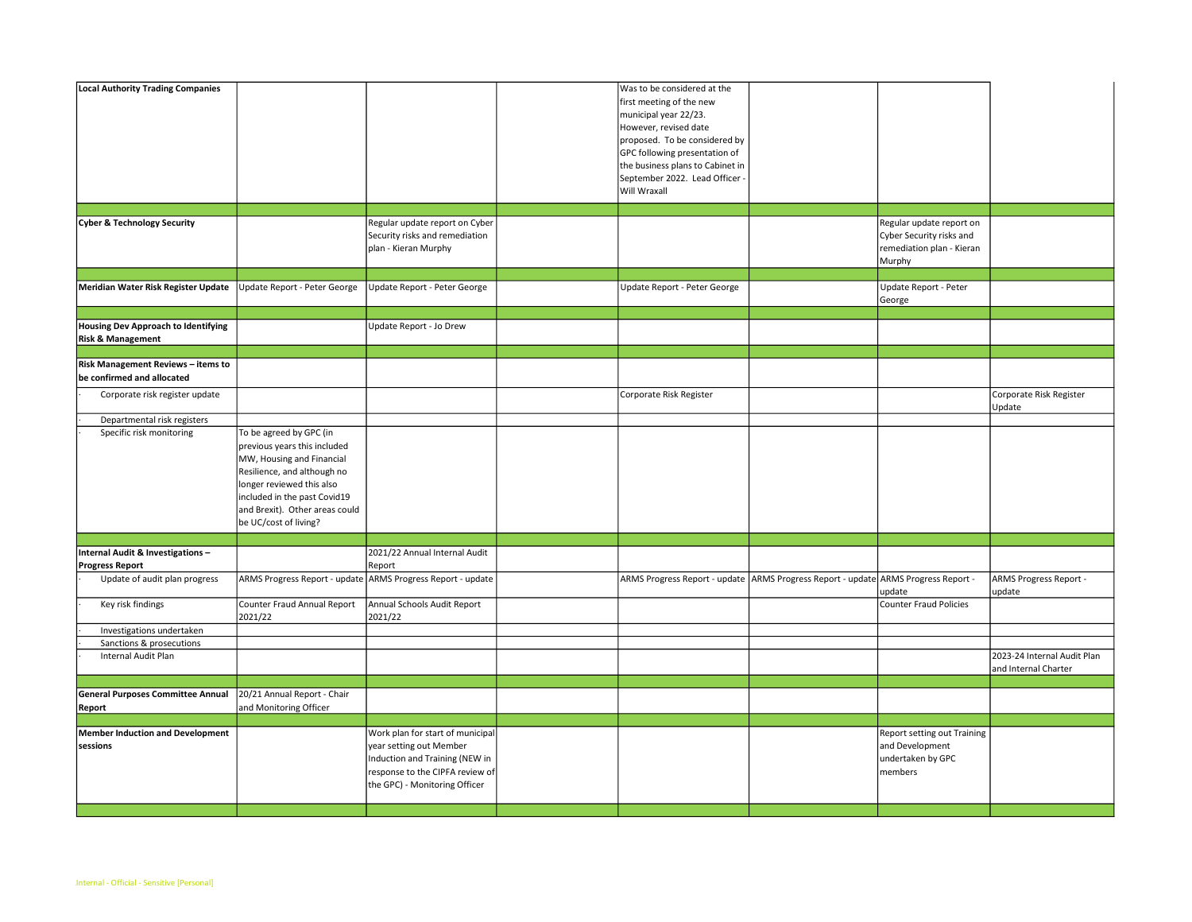| | | | | | | | |
|---|---|---|---|---|---|---|---|
| **Local Authority Trading Companies** | | | | Was to be considered at the first meeting of the new municipal year 22/23. However, revised date proposed. To be considered by GPC following presentation of the business plans to Cabinet in September 2022. Lead Officer - Will Wraxall | | | |
| | | | | | | | |
| **Cyber & Technology Security** | | Regular update report on Cyber Security risks and remediation plan - Kieran Murphy | | | | Regular update report on Cyber Security risks and remediation plan - Kieran Murphy | |
| | | | | | | | |
| **Meridian Water Risk Register Update** | Update Report - Peter George | Update Report - Peter George | | Update Report - Peter George | | Update Report - Peter George | |
| | | | | | | | |
| **Housing Dev Approach to Identifying Risk & Management** | | Update Report - Jo Drew | | | | | |
| | | | | | | | |
| **Risk Management Reviews – items to be confirmed and allocated** | | | | | | | |
| · Corporate risk register update | | | | Corporate Risk Register | | | Corporate Risk Register Update |
| · Departmental risk registers | | | | | | | |
| · Specific risk monitoring | To be agreed by GPC (in previous years this included MW, Housing and Financial Resilience, and although no longer reviewed this also included in the past Covid19 and Brexit). Other areas could be UC/cost of living? | | | | | | |
| | | | | | | | |
| **Internal Audit & Investigations – Progress Report** | | 2021/22 Annual Internal Audit Report | | | | | |
| · Update of audit plan progress | ARMS Progress Report - update | ARMS Progress Report - update | | ARMS Progress Report - update | ARMS Progress Report - update | ARMS Progress Report - update | ARMS Progress Report - update |
| · Key risk findings | Counter Fraud Annual Report 2021/22 | Annual Schools Audit Report 2021/22 | | | | Counter Fraud Policies | |
| · Investigations undertaken | | | | | | | |
| · Sanctions & prosecutions | | | | | | | |
| · Internal Audit Plan | | | | | | | 2023-24 Internal Audit Plan and Internal Charter |
| | | | | | | | |
| **General Purposes Committee Annual Report** | 20/21 Annual Report - Chair and Monitoring Officer | | | | | | |
| | | | | | | | |
| **Member Induction and Development sessions** | | Work plan for start of municipal year setting out Member Induction and Training (NEW in response to the CIPFA review of the GPC) - Monitoring Officer | | | | Report setting out Training and Development undertaken by GPC members | |
| | | | | | | | |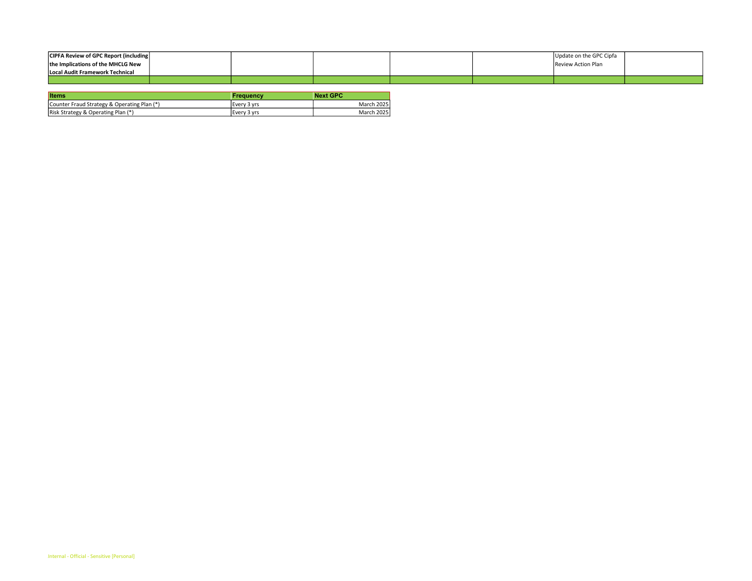| | | | | | | | |
|---|---|---|---|---|---|---|---|
| **CIPFA Review of GPC Report (including the Implications of the MHCLG New Local Audit Framework Technical** | | | | | | Update on the GPC Cipfa Review Action Plan | |
| | | | | | | | |

| Items | Frequency | Next GPC |
|---|---|---|
| Counter Fraud Strategy & Operating Plan (*) | Every 3 yrs | March 2025 |
| Risk Strategy & Operating Plan (*) | Every 3 yrs | March 2025 |

Internal - Official - Sensitive [Personal]